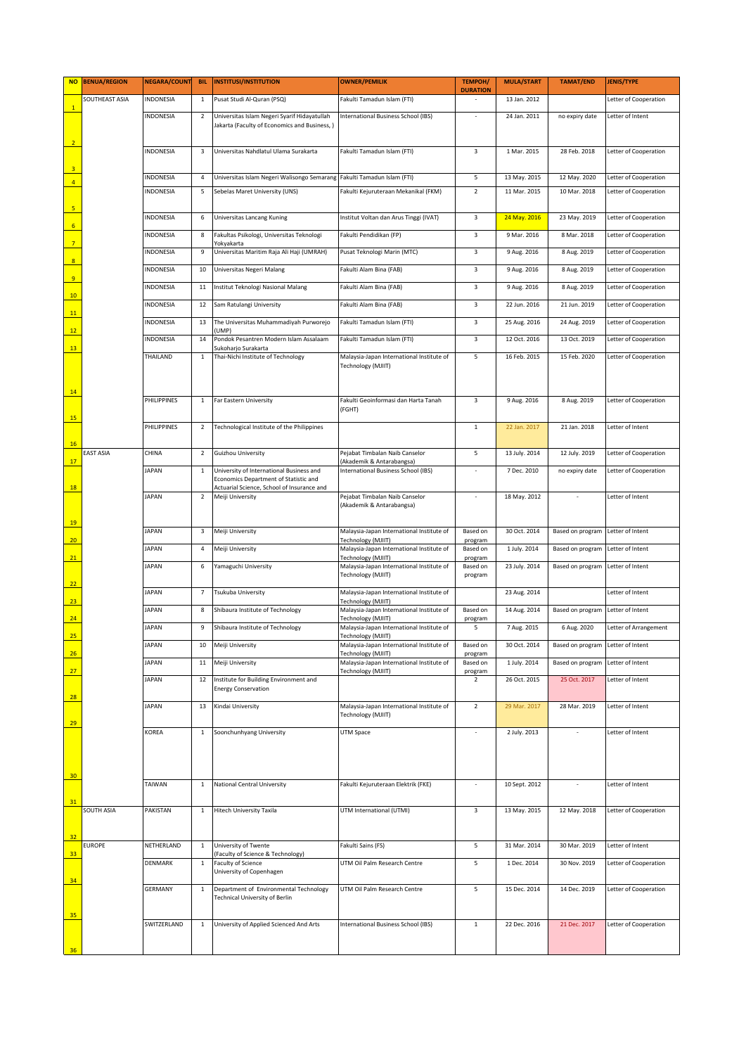| NO | BENUA/REGION | NEGARA/COUNT | BIL | INSTITUSI/INSTITUTION | OWNER/PEMILIK | TEMPOH/ DURATION | MULA/START | TAMAT/END | JENIS/TYPE |
|---|---|---|---|---|---|---|---|---|---|
| 1 | SOUTHEAST ASIA | INDONESIA | 1 | Pusat Studi Al-Quran (PSQ) | Fakulti Tamadun Islam (FTI) | - | 13 Jan. 2012 | | Letter of Cooperation |
| 2 | | INDONESIA | 2 | Universitas Islam Negeri Syarif Hidayatullah Jakarta (Faculty of Economics and Business, ) | International Business School (IBS) | - | 24 Jan. 2011 | no expiry date | Letter of Intent |
| 3 | | INDONESIA | 3 | Universitas Nahdlatul Ulama Surakarta | Fakulti Tamadun Islam (FTI) | 3 | 1 Mar. 2015 | 28 Feb. 2018 | Letter of Cooperation |
| 4 | | INDONESIA | 4 | Universitas Islam Negeri Walisongo Semarang | Fakulti Tamadun Islam (FTI) | 5 | 13 May. 2015 | 12 May. 2020 | Letter of Cooperation |
| 5 | | INDONESIA | 5 | Sebelas Maret University (UNS) | Fakulti Kejuruteraan Mekanikal (FKM) | 2 | 11 Mar. 2015 | 10 Mar. 2018 | Letter of Cooperation |
| 6 | | INDONESIA | 6 | Universitas Lancang Kuning | Institut Voltan dan Arus Tinggi (IVAT) | 3 | 24 May. 2016 | 23 May. 2019 | Letter of Cooperation |
| 7 | | INDONESIA | 8 | Fakultas Psikologi, Universitas Teknologi Yokyakarta | Fakulti Pendidikan (FP) | 3 | 9 Mar. 2016 | 8 Mar. 2018 | Letter of Cooperation |
| 8 | | INDONESIA | 9 | Universitas Maritim Raja Ali Haji (UMRAH) | Pusat Teknologi Marin (MTC) | 3 | 9 Aug. 2016 | 8 Aug. 2019 | Letter of Cooperation |
| 9 | | INDONESIA | 10 | Universitas Negeri Malang | Fakulti Alam Bina (FAB) | 3 | 9 Aug. 2016 | 8 Aug. 2019 | Letter of Cooperation |
| 10 | | INDONESIA | 11 | Institut Teknologi Nasional Malang | Fakulti Alam Bina (FAB) | 3 | 9 Aug. 2016 | 8 Aug. 2019 | Letter of Cooperation |
| 11 | | INDONESIA | 12 | Sam Ratulangi University | Fakulti Alam Bina (FAB) | 3 | 22 Jun. 2016 | 21 Jun. 2019 | Letter of Cooperation |
| 12 | | INDONESIA | 13 | The Universitas Muhammadiyah Purworejo (UMP) | Fakulti Tamadun Islam (FTI) | 3 | 25 Aug. 2016 | 24 Aug. 2019 | Letter of Cooperation |
| 13 | | INDONESIA | 14 | Pondok Pesantren Modern Islam Assalaam Sukoharjo Surakarta | Fakulti Tamadun Islam (FTI) | 3 | 12 Oct. 2016 | 13 Oct. 2019 | Letter of Cooperation |
| 14 | | THAILAND | 1 | Thai-Nichi Institute of Technology | Malaysia-Japan International Institute of Technology (MJIIT) | 5 | 16 Feb. 2015 | 15 Feb. 2020 | Letter of Cooperation |
| 15 | | PHILIPPINES | 1 | Far Eastern University | Fakulti Geoinformasi dan Harta Tanah (FGHT) | 3 | 9 Aug. 2016 | 8 Aug. 2019 | Letter of Cooperation |
| 16 | | PHILIPPINES | 2 | Technological Institute of the Philippines | | 1 | 22 Jan. 2017 | 21 Jan. 2018 | Letter of Intent |
| 17 | EAST ASIA | CHINA | 2 | Guizhou University | Pejabat Timbalan Naib Canselor (Akademik & Antarabangsa) | 5 | 13 July. 2014 | 12 July. 2019 | Letter of Cooperation |
| 18 | | JAPAN | 1 | University of International Business and Economics Department of Statistic and Actuarial Science, School of Insurance and | International Business School (IBS) | - | 7 Dec. 2010 | no expiry date | Letter of Cooperation |
| 19 | | JAPAN | 2 | Meiji University | Pejabat Timbalan Naib Canselor (Akademik & Antarabangsa) | - | 18 May. 2012 | - | Letter of Intent |
| 20 | | JAPAN | 3 | Meiji University | Malaysia-Japan International Institute of Technology (MJIIT) | Based on program | 30 Oct. 2014 | Based on program | Letter of Intent |
| 21 | | JAPAN | 4 | Meiji University | Malaysia-Japan International Institute of Technology (MJIIT) | Based on program | 1 July. 2014 | Based on program | Letter of Intent |
| 22 | | JAPAN | 6 | Yamaguchi University | Malaysia-Japan International Institute of Technology (MJIIT) | Based on program | 23 July. 2014 | Based on program | Letter of Intent |
| 23 | | JAPAN | 7 | Tsukuba University | Malaysia-Japan International Institute of Technology (MJIIT) | | 23 Aug. 2014 | | Letter of Intent |
| 24 | | JAPAN | 8 | Shibaura Institute of Technology | Malaysia-Japan International Institute of Technology (MJIIT) | Based on program | 14 Aug. 2014 | Based on program | Letter of Intent |
| 25 | | JAPAN | 9 | Shibaura Institute of Technology | Malaysia-Japan International Institute of Technology (MJIIT) | 5 | 7 Aug. 2015 | 6 Aug. 2020 | Letter of Arrangement |
| 26 | | JAPAN | 10 | Meiji University | Malaysia-Japan International Institute of Technology (MJIIT) | Based on program | 30 Oct. 2014 | Based on program | Letter of Intent |
| 27 | | JAPAN | 11 | Meiji University | Malaysia-Japan International Institute of Technology (MJIIT) | Based on program | 1 July. 2014 | Based on program | Letter of Intent |
| 28 | | JAPAN | 12 | Institute for Building Environment and Energy Conservation | | 2 | 26 Oct. 2015 | 25 Oct. 2017 | Letter of Intent |
| 29 | | JAPAN | 13 | Kindai University | Malaysia-Japan International Institute of Technology (MJIIT) | 2 | 29 Mar. 2017 | 28 Mar. 2019 | Letter of Intent |
| 30 | | KOREA | 1 | Soonchunhyang University | UTM Space | - | 2 July. 2013 | - | Letter of Intent |
| 31 | | TAIWAN | 1 | National Central University | Fakulti Kejuruteraan Elektrik (FKE) | - | 10 Sept. 2012 | - | Letter of Intent |
| 32 | SOUTH ASIA | PAKISTAN | 1 | Hitech University Taxila | UTM International (UTMI) | 3 | 13 May. 2015 | 12 May. 2018 | Letter of Cooperation |
| 33 | EUROPE | NETHERLAND | 1 | University of Twente (Faculty of Science & Technology) | Fakulti Sains (FS) | 5 | 31 Mar. 2014 | 30 Mar. 2019 | Letter of Intent |
| 34 | | DENMARK | 1 | Faculty of Science University of Copenhagen | UTM Oil Palm Research Centre | 5 | 1 Dec. 2014 | 30 Nov. 2019 | Letter of Cooperation |
| 35 | | GERMANY | 1 | Department of Environmental Technology Technical University of Berlin | UTM Oil Palm Research Centre | 5 | 15 Dec. 2014 | 14 Dec. 2019 | Letter of Cooperation |
| 36 | | SWITZERLAND | 1 | University of Applied Scienced And Arts | International Business School (IBS) | 1 | 22 Dec. 2016 | 21 Dec. 2017 | Letter of Cooperation |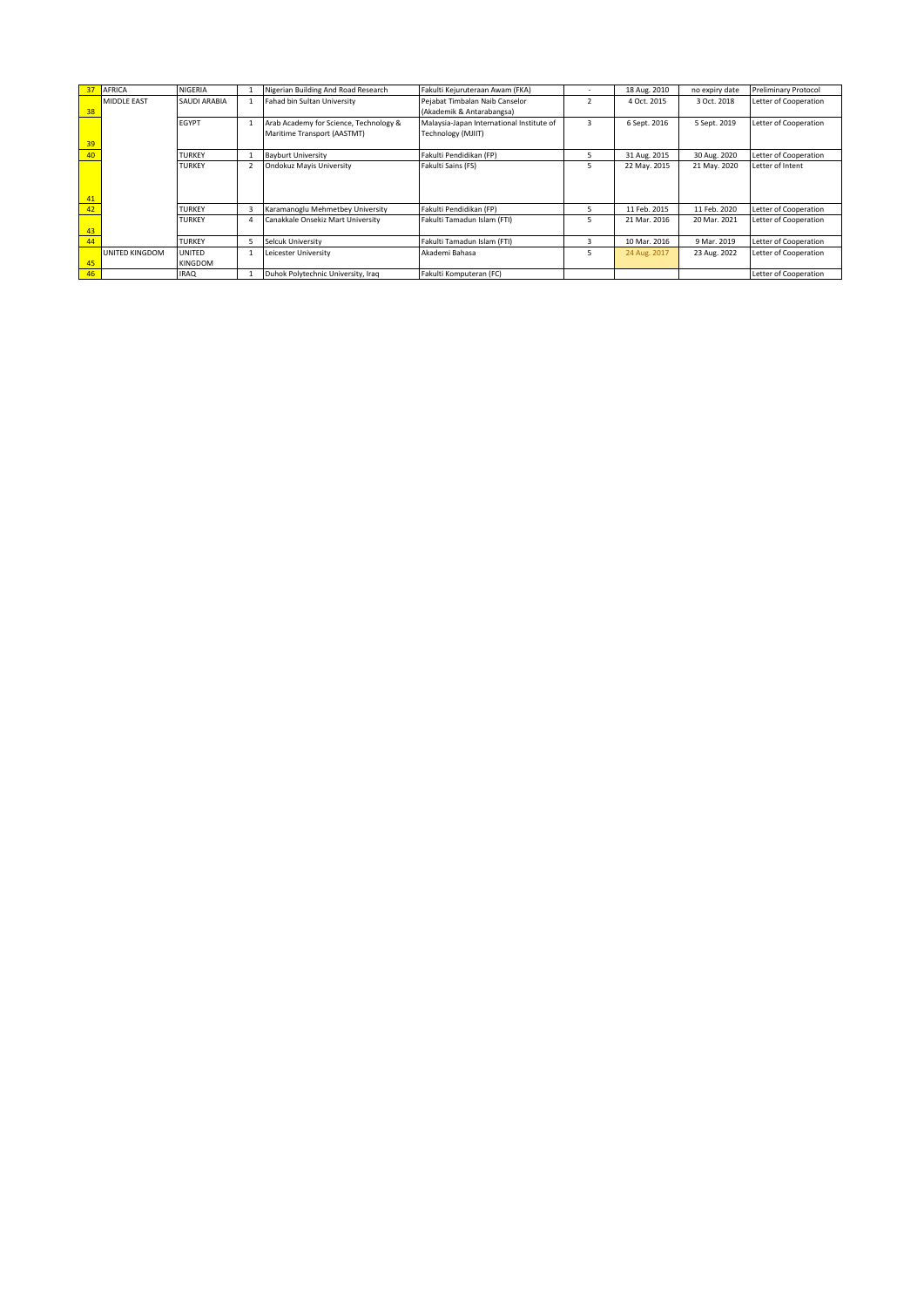| | | | | | | | | | |
|---|---|---|---|---|---|---|---|---|---|
| 37 | AFRICA | NIGERIA | 1 | Nigerian Building And Road Research | Fakulti Kejuruteraan Awam (FKA) | - | 18 Aug. 2010 | no expiry date | Preliminary Protocol |
| 38 | MIDDLE EAST | SAUDI ARABIA | 1 | Fahad bin Sultan University | Pejabat Timbalan Naib Canselor (Akademik & Antarabangsa) | 2 | 4 Oct. 2015 | 3 Oct. 2018 | Letter of Cooperation |
| 39 | | EGYPT | 1 | Arab Academy for Science, Technology & Maritime Transport (AASTMT) | Malaysia-Japan International Institute of Technology (MJIIT) | 3 | 6 Sept. 2016 | 5 Sept. 2019 | Letter of Cooperation |
| 40 | | TURKEY | 1 | Bayburt University | Fakulti Pendidikan (FP) | 5 | 31 Aug. 2015 | 30 Aug. 2020 | Letter of Cooperation |
| 41 | | TURKEY | 2 | Ondokuz Mayis University | Fakulti Sains (FS) | 5 | 22 May. 2015 | 21 May. 2020 | Letter of Intent |
| 42 | | TURKEY | 3 | Karamanoglu Mehmetbey University | Fakulti Pendidikan (FP) | 5 | 11 Feb. 2015 | 11 Feb. 2020 | Letter of Cooperation |
| 43 | | TURKEY | 4 | Canakkale Onsekiz Mart University | Fakulti Tamadun Islam (FTI) | 5 | 21 Mar. 2016 | 20 Mar. 2021 | Letter of Cooperation |
| 44 | | TURKEY | 5 | Selcuk University | Fakulti Tamadun Islam (FTI) | 3 | 10 Mar. 2016 | 9 Mar. 2019 | Letter of Cooperation |
| 45 | UNITED KINGDOM | UNITED KINGDOM | 1 | Leicester University | Akademi Bahasa | 5 | 24 Aug. 2017 | 23 Aug. 2022 | Letter of Cooperation |
| 46 | | IRAQ | 1 | Duhok Polytechnic University, Iraq | Fakulti Komputeran (FC) | | | | Letter of Cooperation |